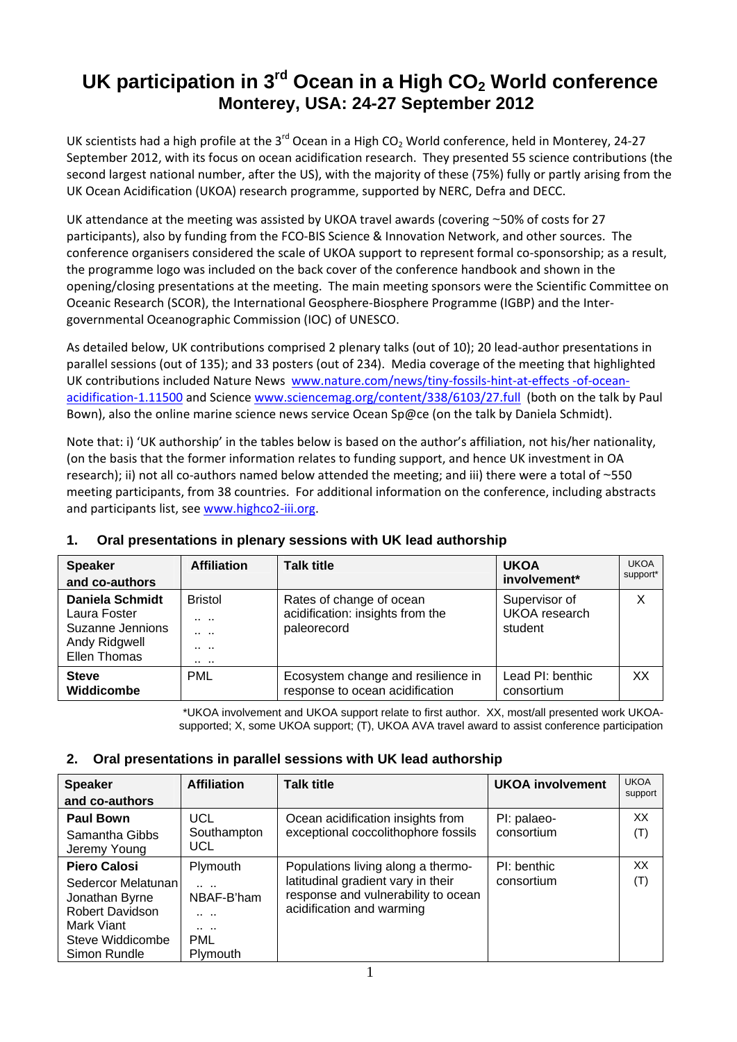# UK participation in 3rd Ocean in a High $CO_2$ World conference

## Monterey, USA: 24-27 September 2012

UK scientists had a high profile at the 3rd Ocean in a High $CO_2$ World conference, held in Monterey, 24-27 September 2012, with its focus on ocean acidification research. They presented 55 science contributions (the second largest national number, after the US), with the majority of these (75%) fully or partly arising from the UK Ocean Acidification (UKOA) research programme, supported by NERC, Defra and DECC.

UK attendance at the meeting was assisted by UKOA travel awards (covering ~50% of costs for 27 participants), also by funding from the FCO-BIS Science & Innovation Network, and other sources. The conference organisers considered the scale of UKOA support to represent formal co-sponsorship; as a result, the programme logo was included on the back cover of the conference handbook and shown in the opening/closing presentations at the meeting. The main meeting sponsors were the Scientific Committee on Oceanic Research (SCOR), the International Geosphere-Biosphere Programme (IGBP) and the Inter-governmental Oceanographic Commission (IOC) of UNESCO.

As detailed below, UK contributions comprised 2 plenary talks (out of 10); 20 lead-author presentations in parallel sessions (out of 135); and 33 posters (out of 234). Media coverage of the meeting that highlighted UK contributions included Nature News www.nature.com/news/tiny-fossils-hint-at-effects -of-ocean-acidification-1.11500 and Science www.sciencemag.org/content/338/6103/27.full (both on the talk by Paul Bown), also the online marine science news service Ocean Sp@ce (on the talk by Daniela Schmidt).

Note that: i) 'UK authorship' in the tables below is based on the author's affiliation, not his/her nationality, (on the basis that the former information relates to funding support, and hence UK investment in OA research); ii) not all co-authors named below attended the meeting; and iii) there were a total of ~550 meeting participants, from 38 countries. For additional information on the conference, including abstracts and participants list, see www.highco2-iii.org.

### 1. Oral presentations in plenary sessions with UK lead authorship

| Speaker and co-authors | Affiliation | Talk title | UKOA involvement* | UKOA support* |
|---|---|---|---|---|
| **Daniela Schmidt**<br>Laura Foster<br>Suzanne Jennions<br>Andy Ridgwell<br>Ellen Thomas | Bristol<br>.. ..<br>.. ..<br>.. ..<br>.. .. | Rates of change of ocean acidification: insights from the paleorecord | Supervisor of UKOA research student | X |
| **Steve Widdicombe** | PML | Ecosystem change and resilience in response to ocean acidification | Lead PI: benthic consortium | XX |

*UKOA involvement and UKOA support relate to first author. XX, most/all presented work UKOA-supported; X, some UKOA support; (T), UKOA AVA travel award to assist conference participation

### 2. Oral presentations in parallel sessions with UK lead authorship

| Speaker and co-authors | Affiliation | Talk title | UKOA involvement | UKOA support |
|---|---|---|---|---|
| **Paul Bown**<br>Samantha Gibbs<br>Jeremy Young | UCL<br>Southampton<br>UCL | Ocean acidification insights from exceptional coccolithophore fossils | PI: palaeo-consortium | XX<br>(T) |
| **Piero Calosi**<br>Sedercor Melatunan<br>Jonathan Byrne<br>Robert Davidson<br>Mark Viant<br>Steve Widdicombe<br>Simon Rundle | Plymouth<br>.. ..<br>NBAF-B'ham<br>.. ..<br>.. ..<br>PML<br>Plymouth | Populations living along a thermo-latitudinal gradient vary in their response and vulnerability to ocean acidification and warming | PI: benthic consortium | XX<br>(T) |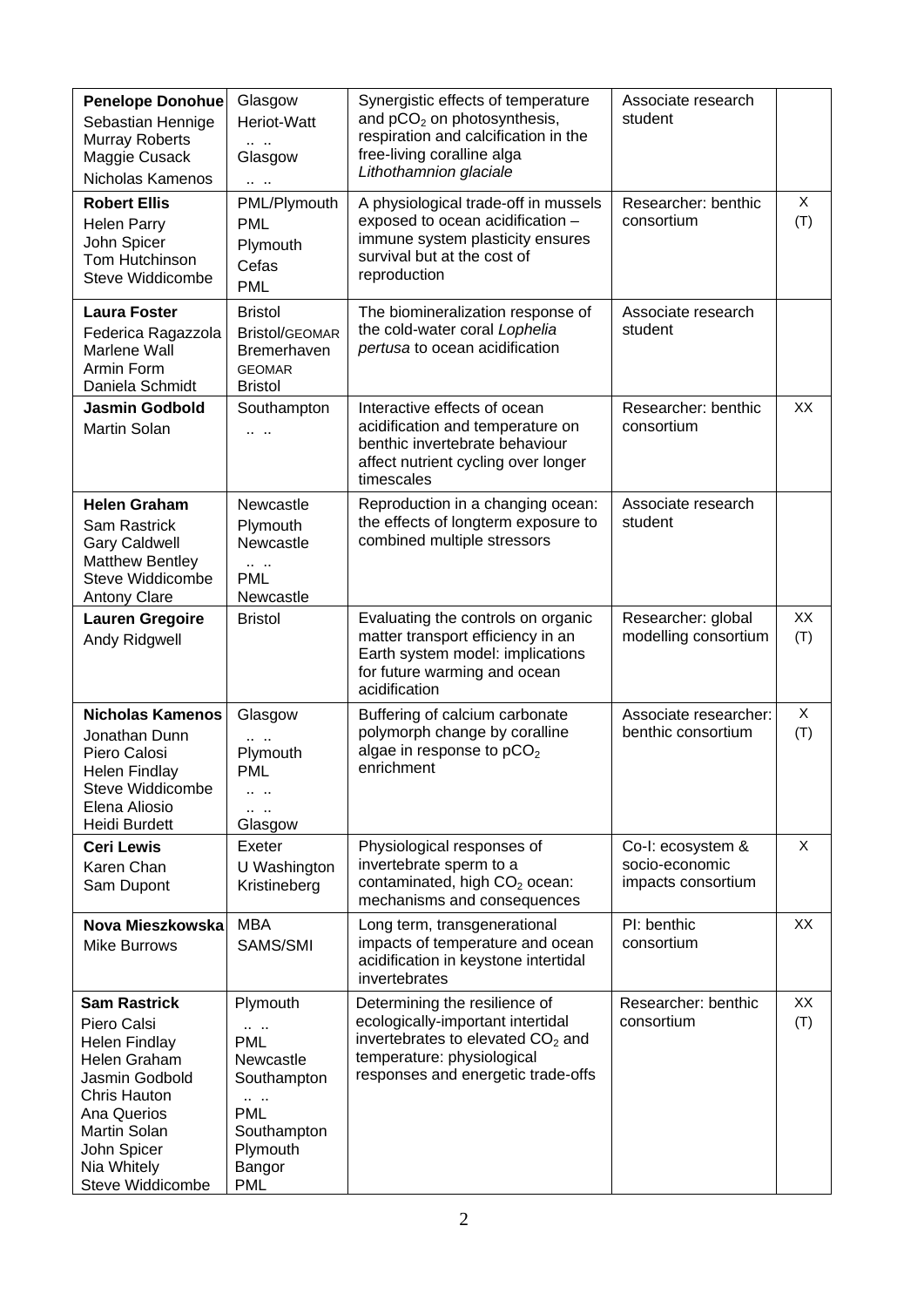| | | | | |
|---|---|---|---|---|
| **Penelope Donohue**<br>Sebastian Hennige<br>Murray Roberts<br>Maggie Cusack<br>Nicholas Kamenos | Glasgow<br>Heriot-Watt<br>.. ..<br>Glasgow<br>.. .. | Synergistic effects of temperature and $pCO_2$ on photosynthesis, respiration and calcification in the free-living coralline alga *Lithothamnion glaciale* | Associate research student | |
| **Robert Ellis**<br>Helen Parry<br>John Spicer<br>Tom Hutchinson<br>Steve Widdicombe | PML/Plymouth<br>PML<br>Plymouth<br>Cefas<br>PML | A physiological trade-off in mussels exposed to ocean acidification – immune system plasticity ensures survival but at the cost of reproduction | Researcher: benthic consortium | X (T) |
| **Laura Foster**<br>Federica Ragazzola<br>Marlene Wall<br>Armin Form<br>Daniela Schmidt | Bristol<br>Bristol/GEOMAR<br>Bremerhaven<br>GEOMAR<br>Bristol | The biomineralization response of the cold-water coral *Lophelia pertusa* to ocean acidification | Associate research student | |
| **Jasmin Godbold**<br>Martin Solan | Southampton<br>.. .. | Interactive effects of ocean acidification and temperature on benthic invertebrate behaviour affect nutrient cycling over longer timescales | Researcher: benthic consortium | XX |
| **Helen Graham**<br>Sam Rastrick<br>Gary Caldwell<br>Matthew Bentley<br>Steve Widdicombe<br>Antony Clare | Newcastle<br>Plymouth<br>Newcastle<br>.. ..<br>PML<br>Newcastle | Reproduction in a changing ocean: the effects of longterm exposure to combined multiple stressors | Associate research student | |
| **Lauren Gregoire**<br>Andy Ridgwell | Bristol | Evaluating the controls on organic matter transport efficiency in an Earth system model: implications for future warming and ocean acidification | Researcher: global modelling consortium | XX (T) |
| **Nicholas Kamenos**<br>Jonathan Dunn<br>Piero Calosi<br>Helen Findlay<br>Steve Widdicombe<br>Elena Aliosio<br>Heidi Burdett | Glasgow<br>.. ..<br>Plymouth<br>PML<br>.. ..<br>.. ..<br>Glasgow | Buffering of calcium carbonate polymorph change by coralline algae in response to $pCO_2$ enrichment | Associate researcher: benthic consortium | X (T) |
| **Ceri Lewis**<br>Karen Chan<br>Sam Dupont | Exeter<br>U Washington<br>Kristineberg | Physiological responses of invertebrate sperm to a contaminated, high $CO_2$ ocean: mechanisms and consequences | Co-I: ecosystem & socio-economic impacts consortium | X |
| **Nova Mieszkowska**<br>Mike Burrows | MBA<br>SAMS/SMI | Long term, transgenerational impacts of temperature and ocean acidification in keystone intertidal invertebrates | PI: benthic consortium | XX |
| **Sam Rastrick**<br>Piero Calsi<br>Helen Findlay<br>Helen Graham<br>Jasmin Godbold<br>Chris Hauton<br>Ana Querios<br>Martin Solan<br>John Spicer<br>Nia Whitely<br>Steve Widdicombe | Plymouth<br>.. ..<br>PML<br>Newcastle<br>Southampton<br>.. ..<br>PML<br>Southampton<br>Plymouth<br>Bangor<br>PML | Determining the resilience of ecologically-important intertidal invertebrates to elevated $CO_2$ and temperature: physiological responses and energetic trade-offs | Researcher: benthic consortium | XX (T) |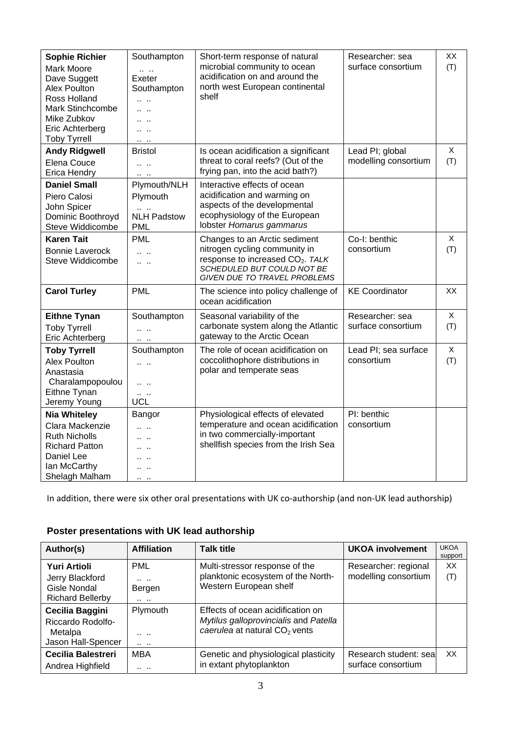| | | | | |
|---|---|---|---|---|
| **Sophie Richier**<br>Mark Moore<br>Dave Suggett<br>Alex Poulton<br>Ross Holland<br>Mark Stinchcombe<br>Mike Zubkov<br>Eric Achterberg<br>Toby Tyrrell | Southampton<br>.. ..<br>Exeter<br>Southampton<br>.. ..<br>.. ..<br>.. ..<br>.. ..<br>.. .. | Short-term response of natural microbial community to ocean acidification on and around the north west European continental shelf | Researcher: sea surface consortium | XX (T) |
| **Andy Ridgwell**<br>Elena Couce<br>Erica Hendry | Bristol<br>.. ..<br>.. .. | Is ocean acidification a significant threat to coral reefs? (Out of the frying pan, into the acid bath?) | Lead PI; global modelling consortium | X (T) |
| **Daniel Small**<br>Piero Calosi<br>John Spicer<br>Dominic Boothroyd<br>Steve Widdicombe | Plymouth/NLH<br>Plymouth<br>.. ..<br>NLH Padstow<br>PML | Interactive effects of ocean acidification and warming on aspects of the developmental ecophysiology of the European lobster *Homarus gammarus* | | |
| **Karen Tait**<br>Bonnie Laverock<br>Steve Widdicombe | PML<br>.. ..<br>.. .. | Changes to an Arctic sediment nitrogen cycling community in response to increased $CO_2$. *TALK SCHEDULED BUT COULD NOT BE GIVEN DUE TO TRAVEL PROBLEMS* | Co-I: benthic consortium | X (T) |
| **Carol Turley** | PML | The science into policy challenge of ocean acidification | KE Coordinator | XX |
| **Eithne Tynan**<br>Toby Tyrrell<br>Eric Achterberg | Southampton<br>.. ..<br>.. .. | Seasonal variability of the carbonate system along the Atlantic gateway to the Arctic Ocean | Researcher: sea surface consortium | X (T) |
| **Toby Tyrrell**<br>Alex Poulton<br>Anastasia Charalampopoulou<br>Eithne Tynan<br>Jeremy Young | Southampton<br>.. ..<br>.. ..<br>.. ..<br>UCL | The role of ocean acidification on coccolithophore distributions in polar and temperate seas | Lead PI; sea surface consortium | X (T) |
| **Nia Whiteley**<br>Clara Mackenzie<br>Ruth Nicholls<br>Richard Patton<br>Daniel Lee<br>Ian McCarthy<br>Shelagh Malham | Bangor<br>.. ..<br>.. ..<br>.. ..<br>.. ..<br>.. ..<br>.. .. | Physiological effects of elevated temperature and ocean acidification in two commercially-important shellfish species from the Irish Sea | PI: benthic consortium | |

In addition, there were six other oral presentations with UK co-authorship (and non-UK lead authorship)

### Poster presentations with UK lead authorship

| Author(s) | Affiliation | Talk title | UKOA involvement | UKOA support |
|---|---|---|---|---|
| **Yuri Artioli**<br>Jerry Blackford<br>Gisle Nondal<br>Richard Bellerby | PML<br>.. ..<br>Bergen<br>.. .. | Multi-stressor response of the planktonic ecosystem of the North-Western European shelf | Researcher: regional modelling consortium | XX (T) |
| **Cecilia Baggini**<br>Riccardo Rodolfo-Metalpa<br>Jason Hall-Spencer | Plymouth<br>.. ..<br>.. .. | Effects of ocean acidification on *Mytilus galloprovincialis* and *Patella caerulea* at natural $CO_2$ vents | | |
| **Cecilia Balestreri**<br>Andrea Highfield | MBA<br>.. .. | Genetic and physiological plasticity in extant phytoplankton | Research student: sea surface consortium | XX |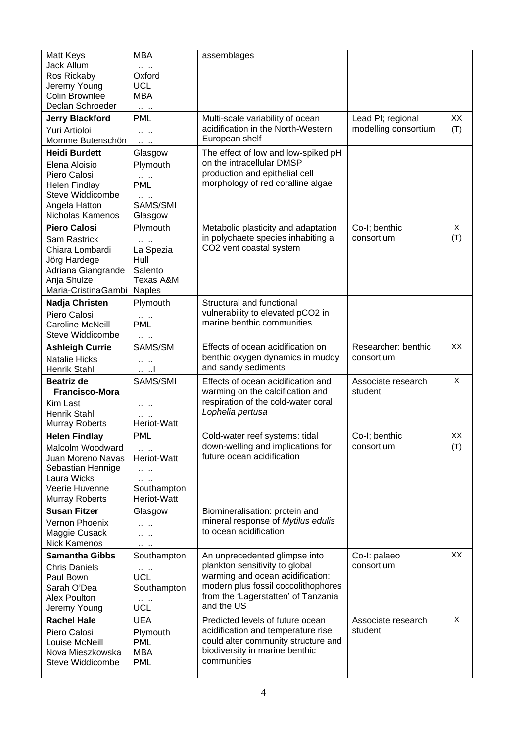| | | | | |
|---|---|---|---|---|
| Matt Keys<br>Jack Allum<br>Ros Rickaby<br>Jeremy Young<br>Colin Brownlee<br>Declan Schroeder | MBA<br>.. ..<br>Oxford<br>UCL<br>MBA<br>.. .. | assemblages | | |
| **Jerry Blackford**<br>Yuri Artioloi<br>Momme Butenschön | PML<br>.. ..<br>.. .. | Multi-scale variability of ocean acidification in the North-Western European shelf | Lead PI; regional modelling consortium | XX (T) |
| **Heidi Burdett**<br>Elena Aloisio<br>Piero Calosi<br>Helen Findlay<br>Steve Widdicombe<br>Angela Hatton<br>Nicholas Kamenos | Glasgow<br>Plymouth<br>.. ..<br>PML<br>.. ..<br>SAMS/SMI<br>Glasgow | The effect of low and low-spiked pH on the intracellular DMSP production and epithelial cell morphology of red coralline algae | | |
| **Piero Calosi**<br>Sam Rastrick<br>Chiara Lombardi<br>Jörg Hardege<br>Adriana Giangrande<br>Anja Shulze<br>Maria-Cristina Gambi | Plymouth<br>.. ..<br>La Spezia<br>Hull<br>Salento<br>Texas A&M<br>Naples | Metabolic plasticity and adaptation in polychaete species inhabiting a CO2 vent coastal system | Co-I; benthic consortium | X (T) |
| **Nadja Christen**<br>Piero Calosi<br>Caroline McNeill<br>Steve Widdicombe | Plymouth<br>.. ..<br>PML<br>.. .. | Structural and functional vulnerability to elevated pCO2 in marine benthic communities | | |
| **Ashleigh Currie**<br>Natalie Hicks<br>Henrik Stahl | SAMS/SM<br>.. ..<br>.. ..l | Effects of ocean acidification on benthic oxygen dynamics in muddy and sandy sediments | Researcher: benthic consortium | XX |
| **Beatriz de Francisco-Mora**<br>Kim Last<br>Henrik Stahl<br>Murray Roberts | SAMS/SMI<br><br>.. ..<br>.. ..<br>Heriot-Watt | Effects of ocean acidification and warming on the calcification and respiration of the cold-water coral *Lophelia pertusa* | Associate research student | X |
| **Helen Findlay**<br>Malcolm Woodward<br>Juan Moreno Navas<br>Sebastian Hennige<br>Laura Wicks<br>Veerie Huvenne<br>Murray Roberts | PML<br>.. ..<br>Heriot-Watt<br>.. ..<br>.. ..<br>Southampton<br>Heriot-Watt | Cold-water reef systems: tidal down-welling and implications for future ocean acidification | Co-I; benthic consortium | XX (T) |
| **Susan Fitzer**<br>Vernon Phoenix<br>Maggie Cusack<br>Nick Kamenos | Glasgow<br>.. ..<br>.. ..<br>.. .. | Biomineralisation: protein and mineral response of *Mytilus edulis* to ocean acidification | | |
| **Samantha Gibbs**<br>Chris Daniels<br>Paul Bown<br>Sarah O'Dea<br>Alex Poulton<br>Jeremy Young | Southampton<br>.. ..<br>UCL<br>Southampton<br>.. ..<br>UCL | An unprecedented glimpse into plankton sensitivity to global warming and ocean acidification: modern plus fossil coccolithophores from the 'Lagerstatten' of Tanzania and the US | Co-I: palaeo consortium | XX |
| **Rachel Hale**<br>Piero Calosi<br>Louise McNeill<br>Nova Mieszkowska<br>Steve Widdicombe | UEA<br>Plymouth<br>PML<br>MBA<br>PML | Predicted levels of future ocean acidification and temperature rise could alter community structure and biodiversity in marine benthic communities | Associate research student | X |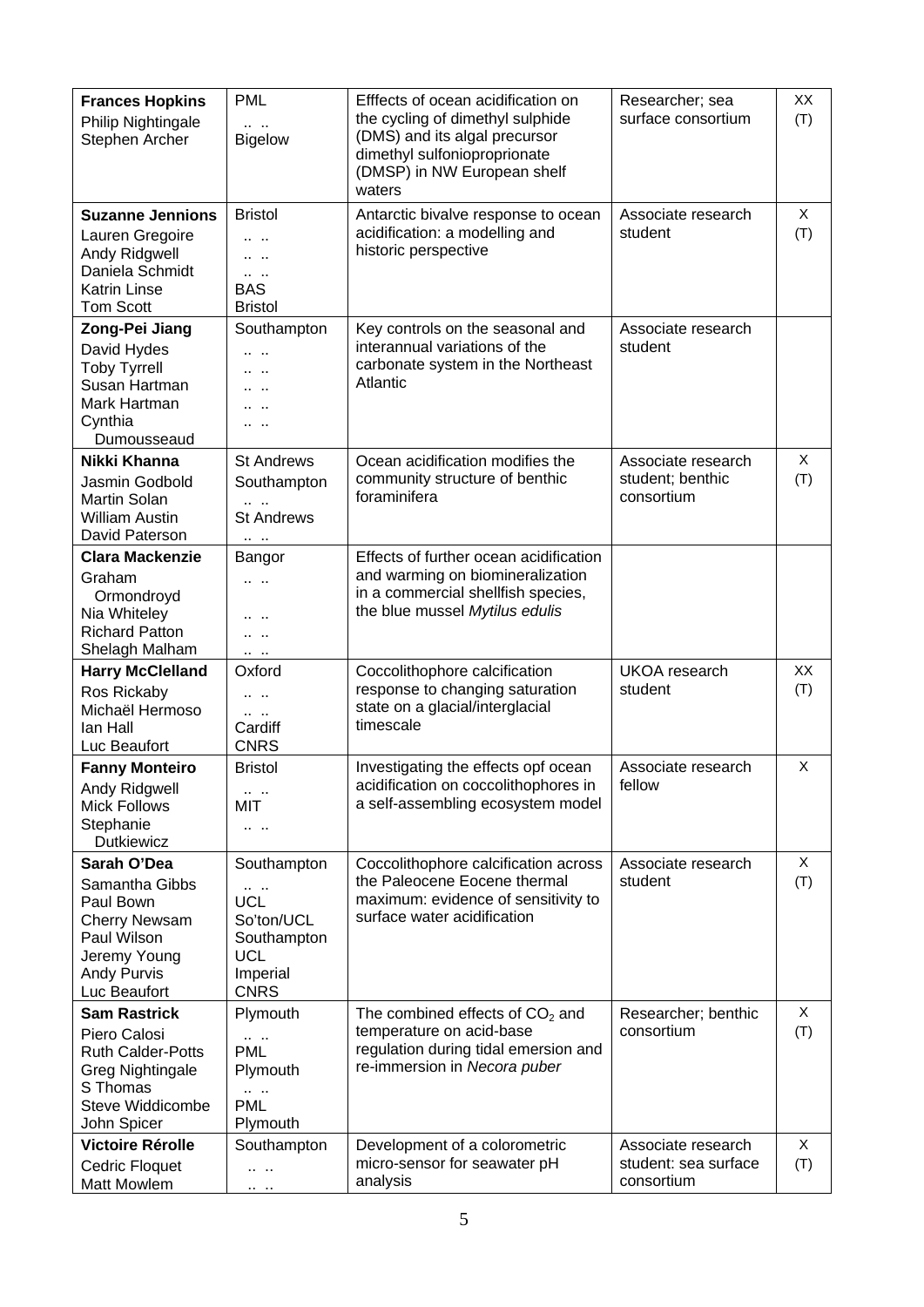| | | | | |
|---|---|---|---|---|
| **Frances Hopkins**<br>Philip Nightingale<br>Stephen Archer | PML<br>.. ..<br>Bigelow | Efffects of ocean acidification on the cycling of dimethyl sulphide (DMS) and its algal precursor dimethyl sulfonioproprionate (DMSP) in NW European shelf waters | Researcher; sea surface consortium | XX (T) |
| **Suzanne Jennions**<br>Lauren Gregoire<br>Andy Ridgwell<br>Daniela Schmidt<br>Katrin Linse<br>Tom Scott | Bristol<br>.. ..<br>.. ..<br>.. ..<br>BAS<br>Bristol | Antarctic bivalve response to ocean acidification: a modelling and historic perspective | Associate research student | X (T) |
| **Zong-Pei Jiang**<br>David Hydes<br>Toby Tyrrell<br>Susan Hartman<br>Mark Hartman<br>Cynthia Dumousseaud | Southampton<br>.. ..<br>.. ..<br>.. ..<br>.. ..<br>.. .. | Key controls on the seasonal and interannual variations of the carbonate system in the Northeast Atlantic | Associate research student | |
| **Nikki Khanna**<br>Jasmin Godbold<br>Martin Solan<br>William Austin<br>David Paterson | St Andrews<br>Southampton<br>.. ..<br>St Andrews<br>.. .. | Ocean acidification modifies the community structure of benthic foraminifera | Associate research student; benthic consortium | X (T) |
| **Clara Mackenzie**<br>Graham Ormondroyd<br>Nia Whiteley<br>Richard Patton<br>Shelagh Malham | Bangor<br>.. ..<br>.. ..<br>.. ..<br>.. .. | Effects of further ocean acidification and warming on biomineralization in a commercial shellfish species, the blue mussel *Mytilus edulis* | | |
| **Harry McClelland**<br>Ros Rickaby<br>Michaël Hermoso<br>Ian Hall<br>Luc Beaufort | Oxford<br>.. ..<br>.. ..<br>Cardiff<br>CNRS | Coccolithophore calcification response to changing saturation state on a glacial/interglacial timescale | UKOA research student | XX (T) |
| **Fanny Monteiro**<br>Andy Ridgwell<br>Mick Follows<br>Stephanie Dutkiewicz | Bristol<br>.. ..<br>MIT<br>.. .. | Investigating the effects opf ocean acidification on coccolithophores in a self-assembling ecosystem model | Associate research fellow | X |
| **Sarah O'Dea**<br>Samantha Gibbs<br>Paul Bown<br>Cherry Newsam<br>Paul Wilson<br>Jeremy Young<br>Andy Purvis<br>Luc Beaufort | Southampton<br>.. ..<br>UCL<br>So'ton/UCL<br>Southampton<br>UCL<br>Imperial<br>CNRS | Coccolithophore calcification across the Paleocene Eocene thermal maximum: evidence of sensitivity to surface water acidification | Associate research student | X (T) |
| **Sam Rastrick**<br>Piero Calosi<br>Ruth Calder-Potts<br>Greg Nightingale<br>S Thomas<br>Steve Widdicombe<br>John Spicer | Plymouth<br>.. ..<br>PML<br>Plymouth<br>.. ..<br>PML<br>Plymouth | The combined effects of $CO_2$ and temperature on acid-base regulation during tidal emersion and re-immersion in *Necora puber* | Researcher; benthic consortium | X (T) |
| **Victoire Rérolle**<br>Cedric Floquet<br>Matt Mowlem | Southampton<br>.. ..<br>.. .. | Development of a colorometric micro-sensor for seawater pH analysis | Associate research student: sea surface consortium | X (T) |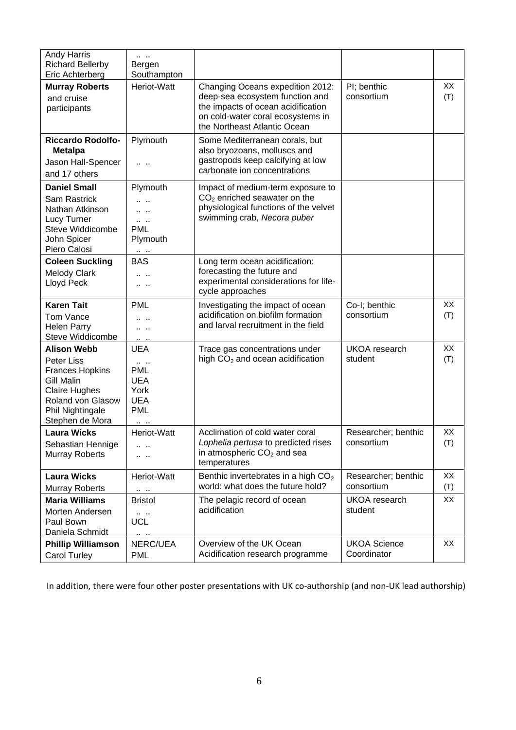| | | | | |
|---|---|---|---|---|
| Andy Harris<br>Richard Bellerby<br>Eric Achterberg | .. ..<br>Bergen<br>Southampton | | | |
| **Murray Roberts**<br>and cruise participants | Heriot-Watt | Changing Oceans expedition 2012: deep-sea ecosystem function and the impacts of ocean acidification on cold-water coral ecosystems in the Northeast Atlantic Ocean | PI; benthic consortium | XX (T) |
| **Riccardo Rodolfo-Metalpa**<br>Jason Hall-Spencer<br>and 17 others | Plymouth<br>.. .. | Some Mediterranean corals, but also bryozoans, molluscs and gastropods keep calcifying at low carbonate ion concentrations | | |
| **Daniel Small**<br>Sam Rastrick<br>Nathan Atkinson<br>Lucy Turner<br>Steve Widdicombe<br>John Spicer<br>Piero Calosi | Plymouth<br>.. ..<br>.. ..<br>.. ..<br>PML<br>Plymouth<br>.. .. | Impact of medium-term exposure to $CO_2$ enriched seawater on the physiological functions of the velvet swimming crab, *Necora puber* | | |
| **Coleen Suckling**<br>Melody Clark<br>Lloyd Peck | BAS<br>.. ..<br>.. .. | Long term ocean acidification: forecasting the future and experimental considerations for life-cycle approaches | | |
| **Karen Tait**<br>Tom Vance<br>Helen Parry<br>Steve Widdicombe | PML<br>.. ..<br>.. ..<br>.. .. | Investigating the impact of ocean acidification on biofilm formation and larval recruitment in the field | Co-I; benthic consortium | XX (T) |
| **Alison Webb**<br>Peter Liss<br>Frances Hopkins<br>Gill Malin<br>Claire Hughes<br>Roland von Glasow<br>Phil Nightingale<br>Stephen de Mora | UEA<br>.. ..<br>PML<br>UEA<br>York<br>UEA<br>PML<br>.. .. | Trace gas concentrations under high $CO_2$ and ocean acidification | UKOA research student | XX (T) |
| **Laura Wicks**<br>Sebastian Hennige<br>Murray Roberts | Heriot-Watt<br>.. ..<br>.. .. | Acclimation of cold water coral *Lophelia pertusa* to predicted rises in atmospheric $CO_2$ and sea temperatures | Researcher; benthic consortium | XX (T) |
| **Laura Wicks**<br>Murray Roberts | Heriot-Watt<br>.. .. | Benthic invertebrates in a high $CO_2$ world: what does the future hold? | Researcher; benthic consortium | XX (T) |
| **Maria Williams**<br>Morten Andersen<br>Paul Bown<br>Daniela Schmidt | Bristol<br>.. ..<br>UCL<br>.. .. | The pelagic record of ocean acidification | UKOA research student | XX |
| **Phillip Williamson**<br>Carol Turley | NERC/UEA<br>PML | Overview of the UK Ocean Acidification research programme | UKOA Science Coordinator | XX |

In addition, there were four other poster presentations with UK co-authorship (and non-UK lead authorship)